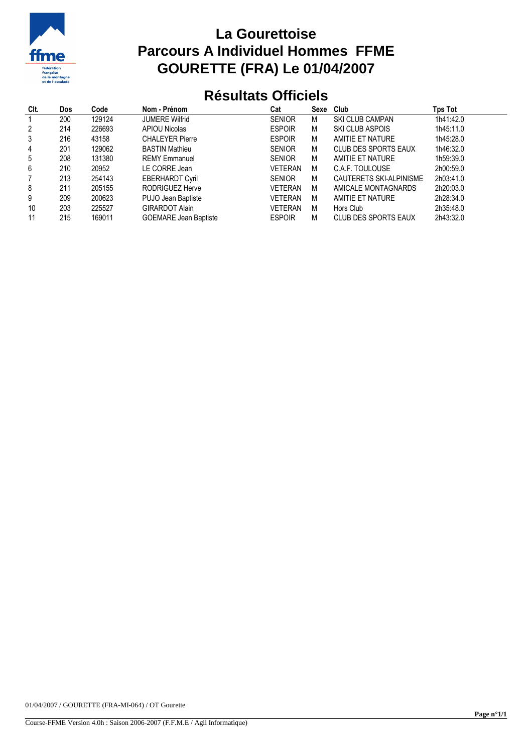# La Gourettoise
# Parcours A Individuel Hommes FFME
# GOURETTE (FRA) Le 01/04/2007

## Résultats Officiels

| Clt. | Dos | Code | Nom - Prénom | Cat | Sexe | Club | Tps Tot |
|---|---|---|---|---|---|---|---|
| 1 | 200 | 129124 | JUMERE Wilfrid | SENIOR | M | SKI CLUB CAMPAN | 1h41:42.0 |
| 2 | 214 | 226693 | APIOU Nicolas | ESPOIR | M | SKI CLUB ASPOIS | 1h45:11.0 |
| 3 | 216 | 43158 | CHALEYER Pierre | ESPOIR | M | AMITIE ET NATURE | 1h45:28.0 |
| 4 | 201 | 129062 | BASTIN Mathieu | SENIOR | M | CLUB DES SPORTS EAUX | 1h46:32.0 |
| 5 | 208 | 131380 | REMY Emmanuel | SENIOR | M | AMITIE ET NATURE | 1h59:39.0 |
| 6 | 210 | 20952 | LE CORRE Jean | VETERAN | M | C.A.F. TOULOUSE | 2h00:59.0 |
| 7 | 213 | 254143 | EBERHARDT Cyril | SENIOR | M | CAUTERETS SKI-ALPINISME | 2h03:41.0 |
| 8 | 211 | 205155 | RODRIGUEZ Herve | VETERAN | M | AMICALE MONTAGNARDS | 2h20:03.0 |
| 9 | 209 | 200623 | PUJO Jean Baptiste | VETERAN | M | AMITIE ET NATURE | 2h28:34.0 |
| 10 | 203 | 225527 | GIRARDOT Alain | VETERAN | M | Hors Club | 2h35:48.0 |
| 11 | 215 | 169011 | GOEMARE Jean Baptiste | ESPOIR | M | CLUB DES SPORTS EAUX | 2h43:32.0 |

01/04/2007 / GOURETTE (FRA-MI-064) / OT Gourette

Course-FFME Version 4.0h : Saison 2006-2007 (F.F.M.E / Agil Informatique)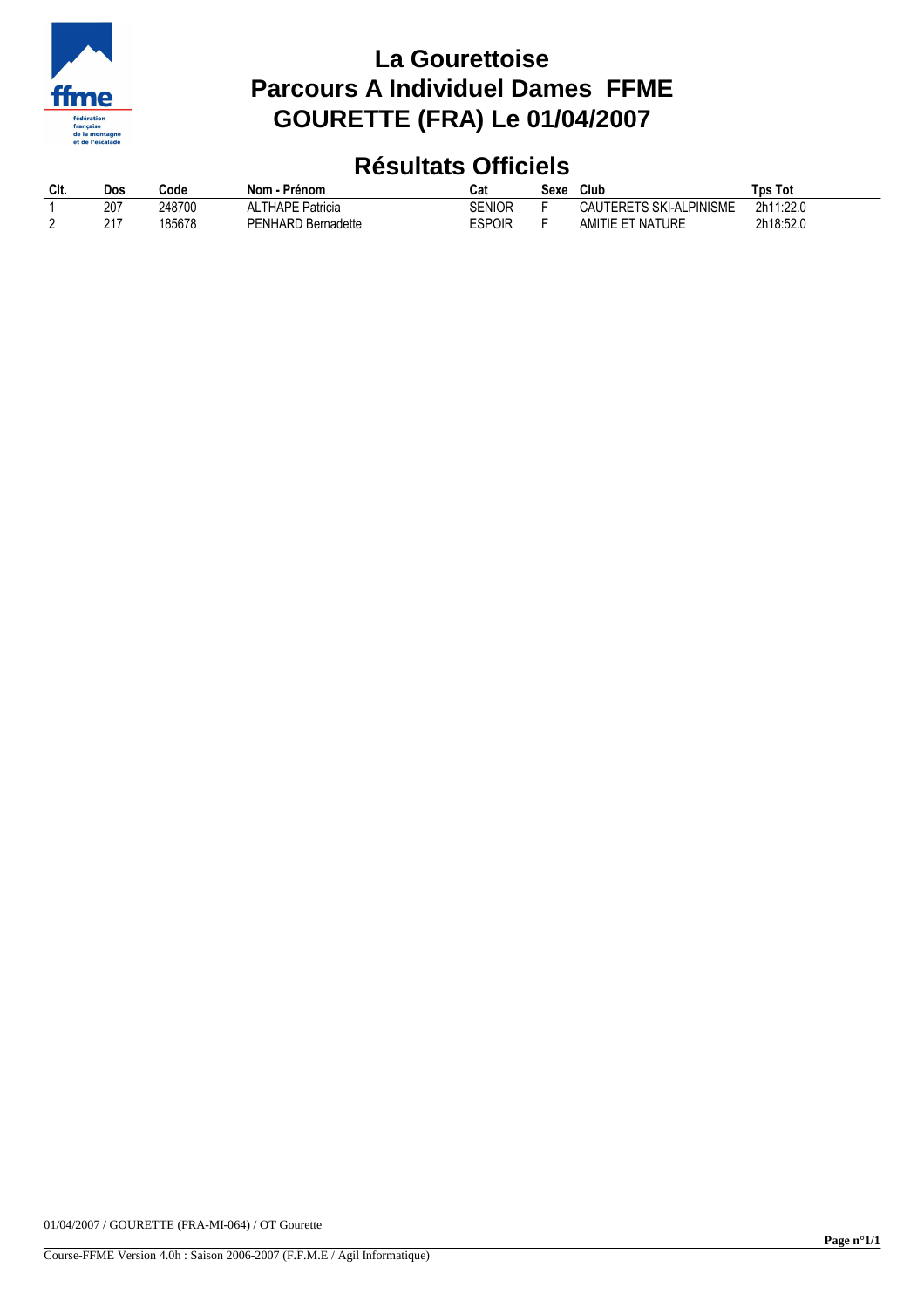# La Gourettoise
# Parcours A Individuel Dames FFME
# GOURETTE (FRA) Le 01/04/2007

## Résultats Officiels

| Clt. | Dos | Code | Nom - Prénom | Cat | Sexe | Club | Tps Tot |
|---|---|---|---|---|---|---|---|
| 1 | 207 | 248700 | ALTHAPE Patricia | SENIOR | F | CAUTERETS SKI-ALPINISME | 2h11:22.0 |
| 2 | 217 | 185678 | PENHARD Bernadette | ESPOIR | F | AMITIE ET NATURE | 2h18:52.0 |

01/04/2007 / GOURETTE (FRA-MI-064) / OT Gourette

Course-FFME Version 4.0h : Saison 2006-2007 (F.F.M.E / Agil Informatique)